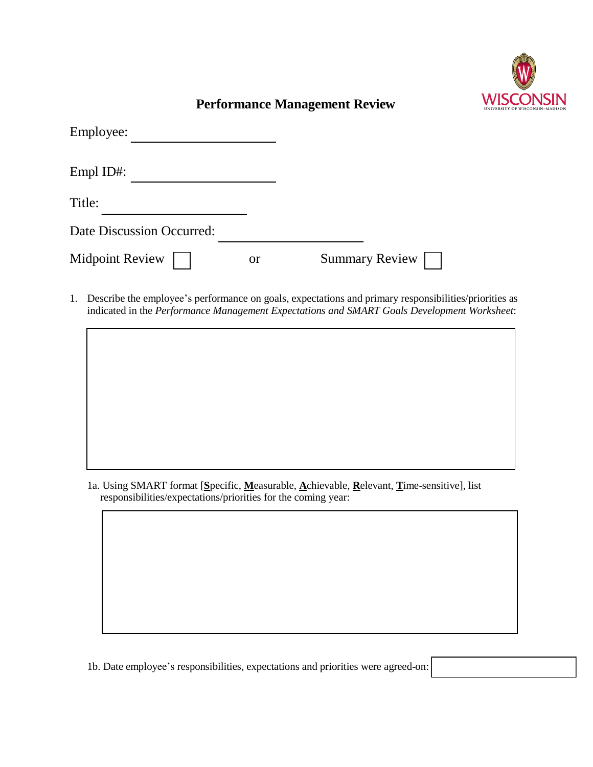# Performance Management Review

Employee: ____________________

Empl ID#: ____________________

Title: ____________________

Date Discussion Occurred: ____________________

Midpoint Review ☐ or Summary Review ☐

1. Describe the employee's performance on goals, expectations and primary responsibilities/priorities as indicated in the *Performance Management Expectations and SMART Goals Development Worksheet*:

&nbsp;

1a. Using SMART format [**S**pecific, **M**easurable, **A**chievable, **R**elevant, **T**ime-sensitive], list responsibilities/expectations/priorities for the coming year:

&nbsp;

1b. Date employee's responsibilities, expectations and priorities were agreed-on: ____________________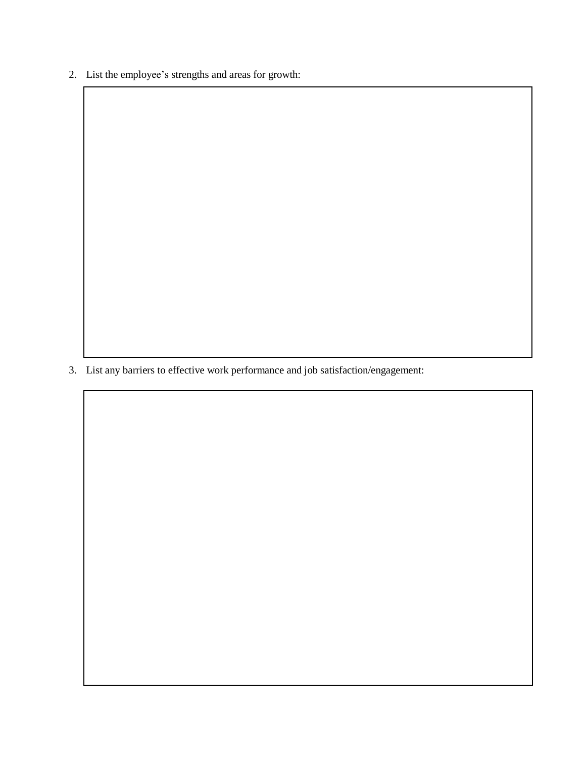2. List the employee's strengths and areas for growth:

3. List any barriers to effective work performance and job satisfaction/engagement: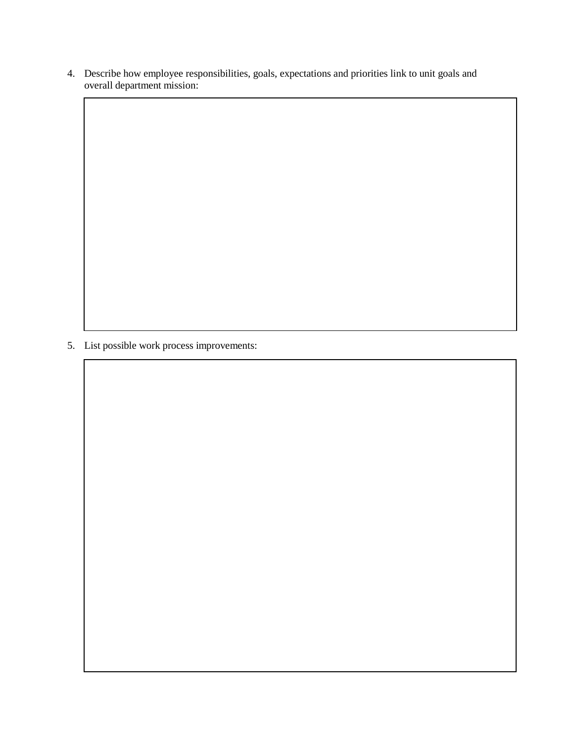4. Describe how employee responsibilities, goals, expectations and priorities link to unit goals and overall department mission:

5. List possible work process improvements: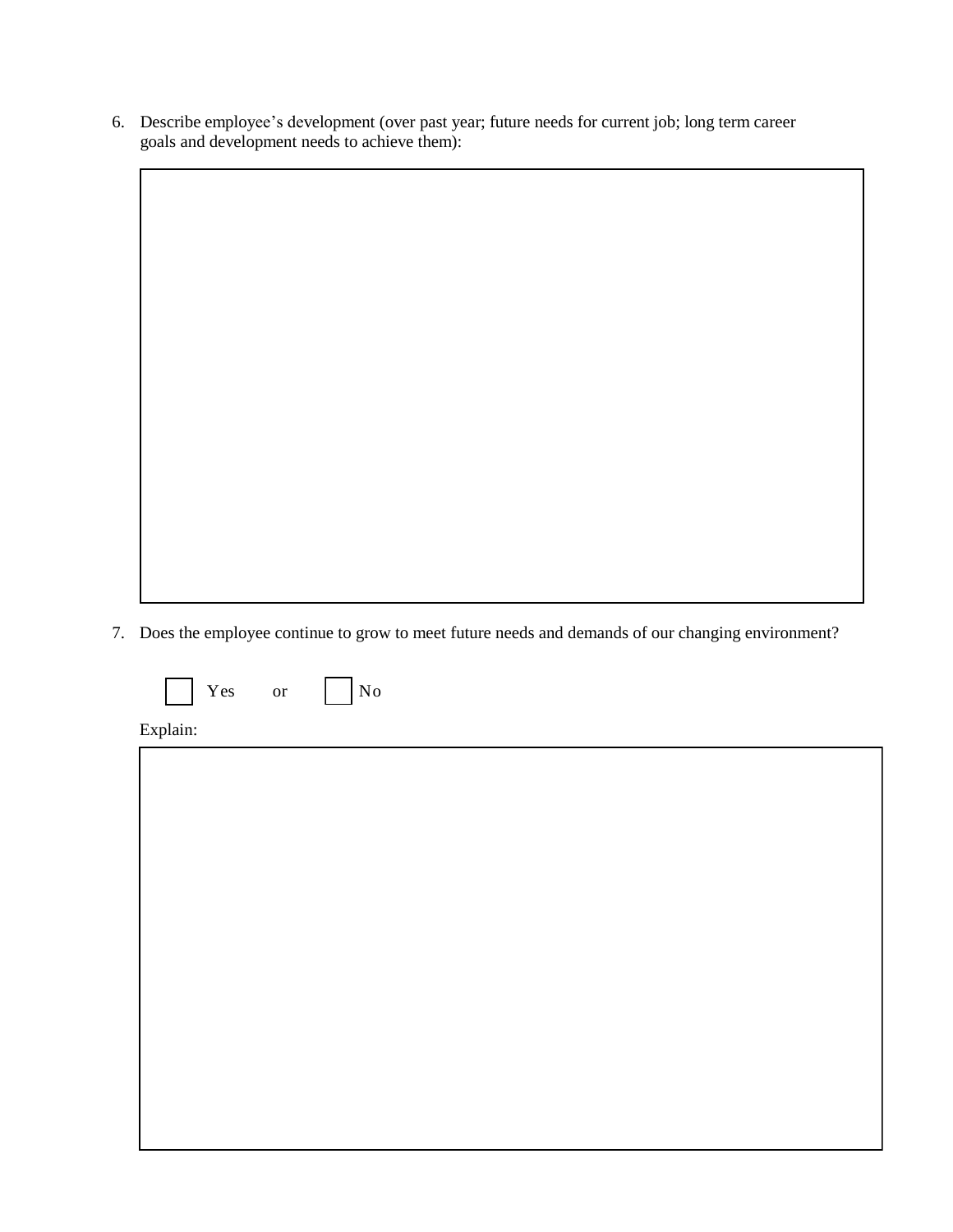6. Describe employee's development (over past year; future needs for current job; long term career goals and development needs to achieve them):

7. Does the employee continue to grow to meet future needs and demands of our changing environment?

☐ Yes or ☐ No

Explain: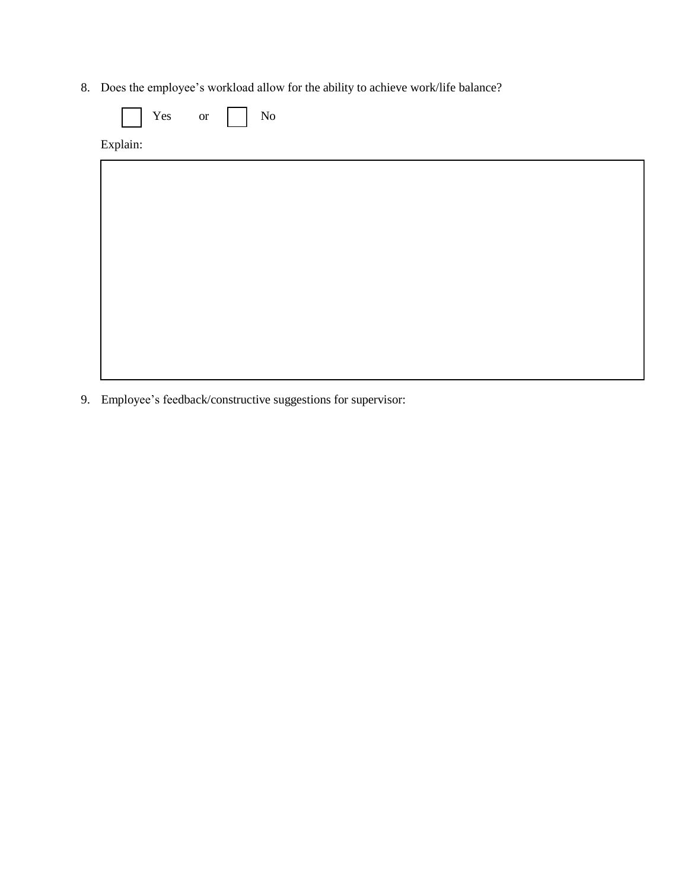8. Does the employee's workload allow for the ability to achieve work/life balance?

   ☐ Yes or ☐ No

   Explain:

9. Employee's feedback/constructive suggestions for supervisor: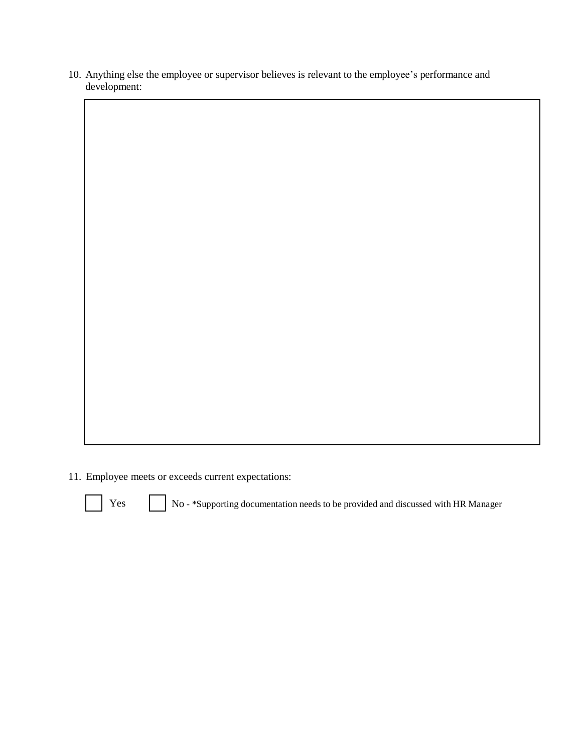10. Anything else the employee or supervisor believes is relevant to the employee's performance and development:

11. Employee meets or exceeds current expectations:

☐ Yes ☐ No - *Supporting documentation needs to be provided and discussed with HR Manager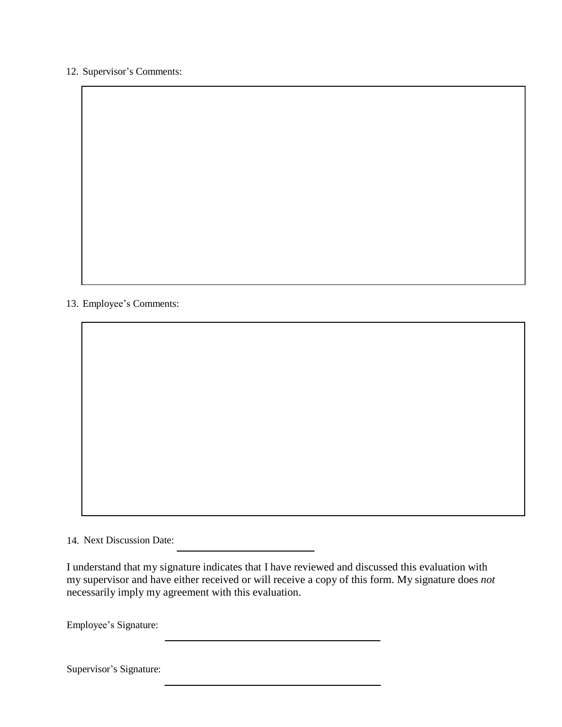12. Supervisor's Comments:

13. Employee's Comments:

14. Next Discussion Date: ____________________

I understand that my signature indicates that I have reviewed and discussed this evaluation with my supervisor and have either received or will receive a copy of this form. My signature does *not* necessarily imply my agreement with this evaluation.

Employee's Signature: ______________________________

Supervisor's Signature: ______________________________